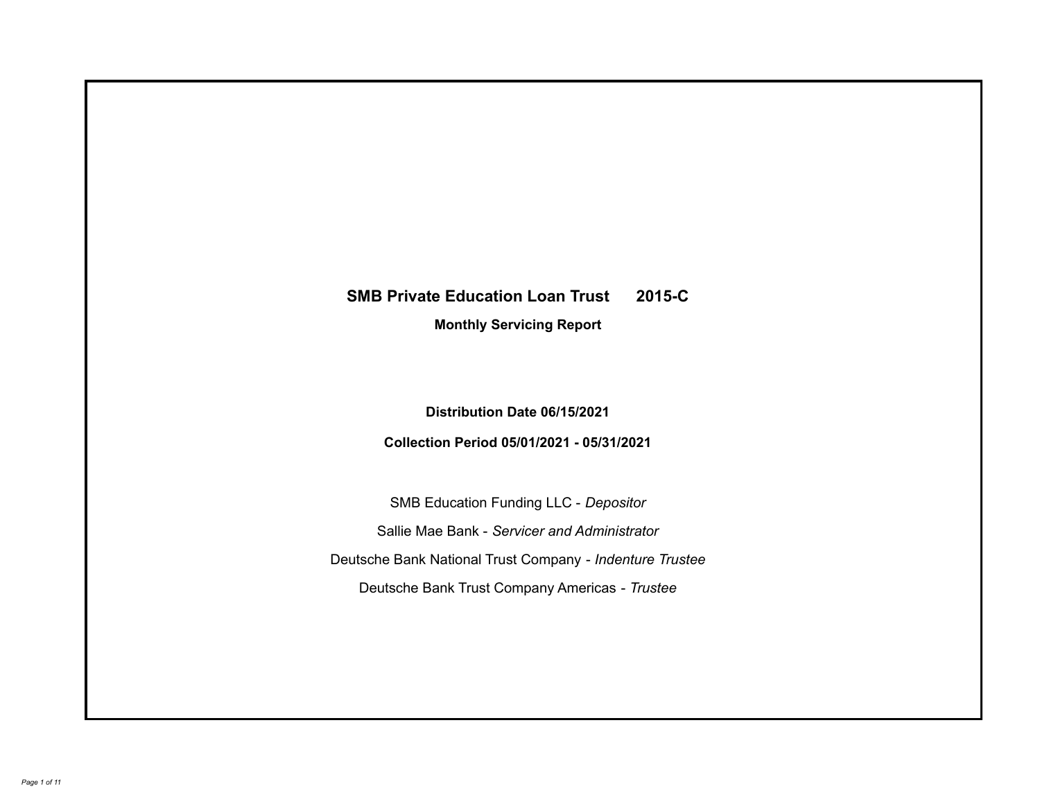# SMB Private Education Loan Trust 2015-C

## Monthly Servicing Report

**Distribution Date 06/15/2021**

**Collection Period 05/01/2021 - 05/31/2021**

SMB Education Funding LLC - *Depositor*

Sallie Mae Bank - *Servicer and Administrator*

Deutsche Bank National Trust Company - *Indenture Trustee*

Deutsche Bank Trust Company Americas - *Trustee*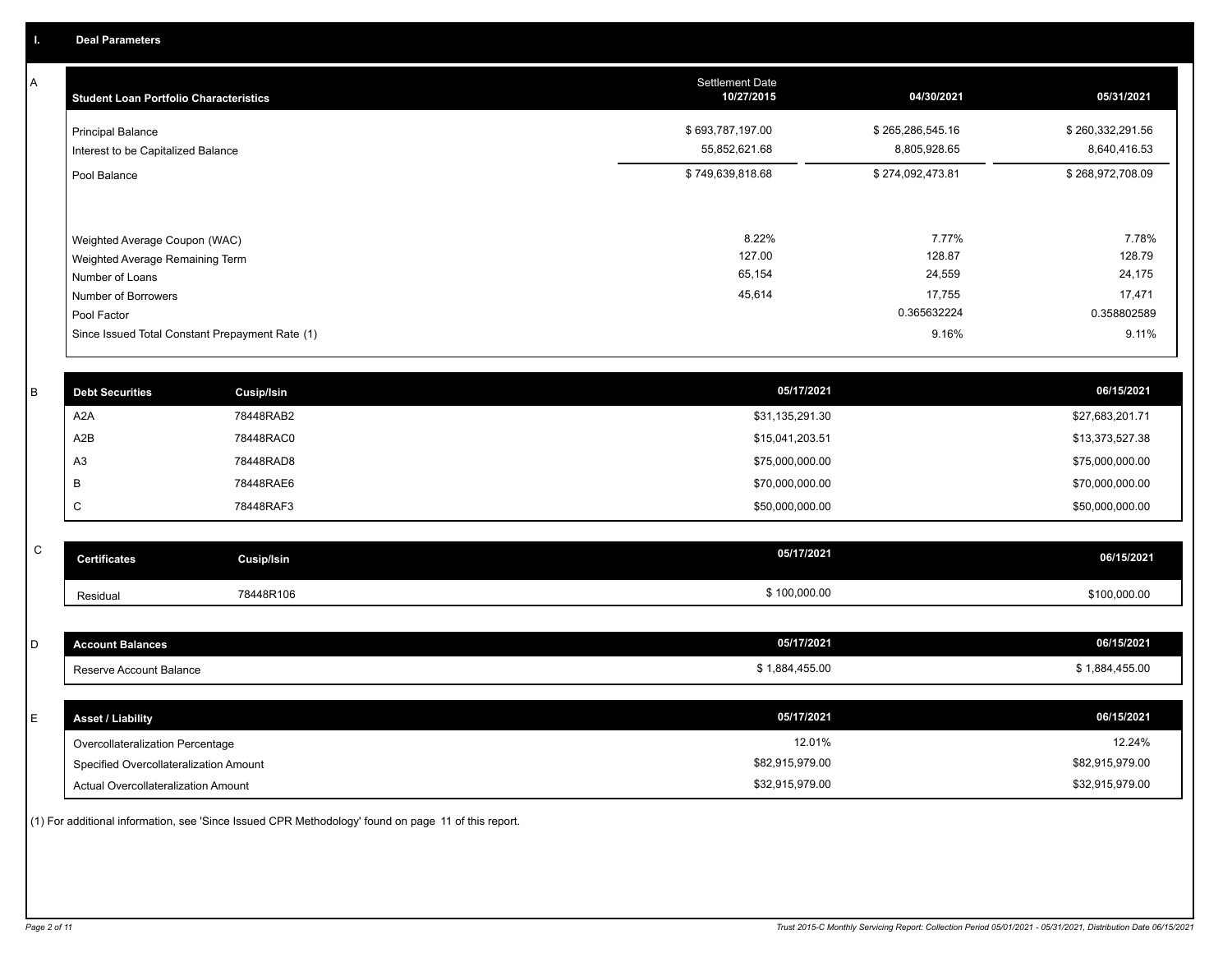## I. Deal Parameters

### A

| Student Loan Portfolio Characteristics | Settlement Date 10/27/2015 | 04/30/2021 | 05/31/2021 |
|---|---|---|---|
| Principal Balance | $ 693,787,197.00 | $ 265,286,545.16 | $ 260,332,291.56 |
| Interest to be Capitalized Balance | 55,852,621.68 | 8,805,928.65 | 8,640,416.53 |
| Pool Balance | $ 749,639,818.68 | $ 274,092,473.81 | $ 268,972,708.09 |
| Weighted Average Coupon (WAC) | 8.22% | 7.77% | 7.78% |
| Weighted Average Remaining Term | 127.00 | 128.87 | 128.79 |
| Number of Loans | 65,154 | 24,559 | 24,175 |
| Number of Borrowers | 45,614 | 17,755 | 17,471 |
| Pool Factor | | 0.365632224 | 0.358802589 |
| Since Issued Total Constant Prepayment Rate (1) | | 9.16% | 9.11% |

### B

| Debt Securities | Cusip/Isin | 05/17/2021 | 06/15/2021 |
|---|---|---|---|
| A2A | 78448RAB2 | $31,135,291.30 | $27,683,201.71 |
| A2B | 78448RAC0 | $15,041,203.51 | $13,373,527.38 |
| A3 | 78448RAD8 | $75,000,000.00 | $75,000,000.00 |
| B | 78448RAE6 | $70,000,000.00 | $70,000,000.00 |
| C | 78448RAF3 | $50,000,000.00 | $50,000,000.00 |

### C

| Certificates | Cusip/Isin | 05/17/2021 | 06/15/2021 |
|---|---|---|---|
| Residual | 78448R106 | $ 100,000.00 | $100,000.00 |

### D

| Account Balances | 05/17/2021 | 06/15/2021 |
|---|---|---|
| Reserve Account Balance | $ 1,884,455.00 | $ 1,884,455.00 |

### E

| Asset / Liability | 05/17/2021 | 06/15/2021 |
|---|---|---|
| Overcollateralization Percentage | 12.01% | 12.24% |
| Specified Overcollateralization Amount | $82,915,979.00 | $82,915,979.00 |
| Actual Overcollateralization Amount | $32,915,979.00 | $32,915,979.00 |

(1) For additional information, see 'Since Issued CPR Methodology' found on page 11 of this report.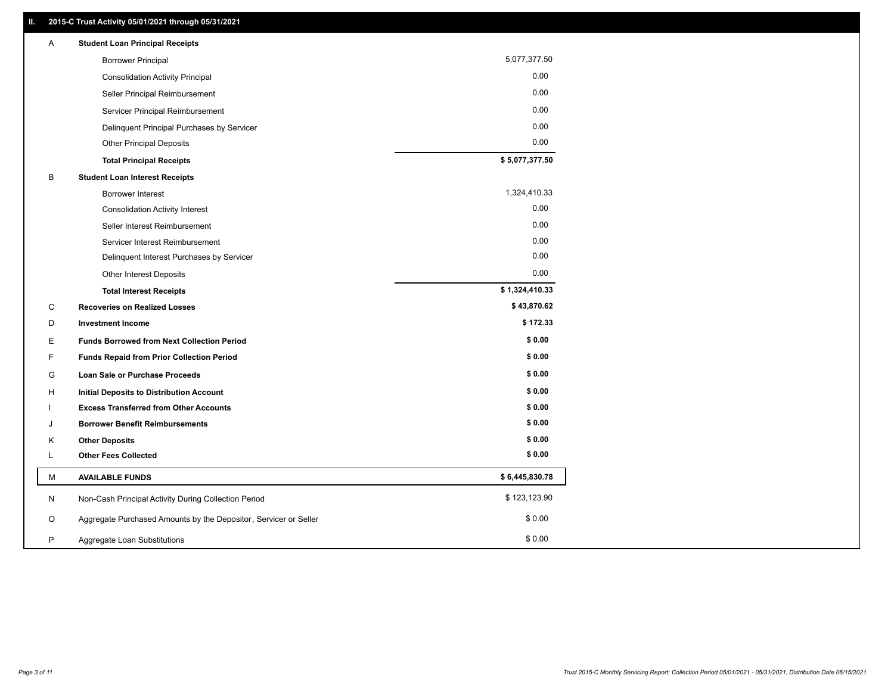## II. 2015-C Trust Activity 05/01/2021 through 05/31/2021

| | | |
|---|---|---|
| A | **Student Loan Principal Receipts** | |
| | Borrower Principal | 5,077,377.50 |
| | Consolidation Activity Principal | 0.00 |
| | Seller Principal Reimbursement | 0.00 |
| | Servicer Principal Reimbursement | 0.00 |
| | Delinquent Principal Purchases by Servicer | 0.00 |
| | Other Principal Deposits | 0.00 |
| | **Total Principal Receipts** | **$ 5,077,377.50** |
| B | **Student Loan Interest Receipts** | |
| | Borrower Interest | 1,324,410.33 |
| | Consolidation Activity Interest | 0.00 |
| | Seller Interest Reimbursement | 0.00 |
| | Servicer Interest Reimbursement | 0.00 |
| | Delinquent Interest Purchases by Servicer | 0.00 |
| | Other Interest Deposits | 0.00 |
| | **Total Interest Receipts** | **$ 1,324,410.33** |
| C | **Recoveries on Realized Losses** | **$ 43,870.62** |
| D | **Investment Income** | **$ 172.33** |
| E | **Funds Borrowed from Next Collection Period** | **$ 0.00** |
| F | **Funds Repaid from Prior Collection Period** | **$ 0.00** |
| G | **Loan Sale or Purchase Proceeds** | **$ 0.00** |
| H | **Initial Deposits to Distribution Account** | **$ 0.00** |
| I | **Excess Transferred from Other Accounts** | **$ 0.00** |
| J | **Borrower Benefit Reimbursements** | **$ 0.00** |
| K | **Other Deposits** | **$ 0.00** |
| L | **Other Fees Collected** | **$ 0.00** |
| M | **AVAILABLE FUNDS** | **$ 6,445,830.78** |
| N | Non-Cash Principal Activity During Collection Period | $ 123,123.90 |
| O | Aggregate Purchased Amounts by the Depositor, Servicer or Seller | $ 0.00 |
| P | Aggregate Loan Substitutions | $ 0.00 |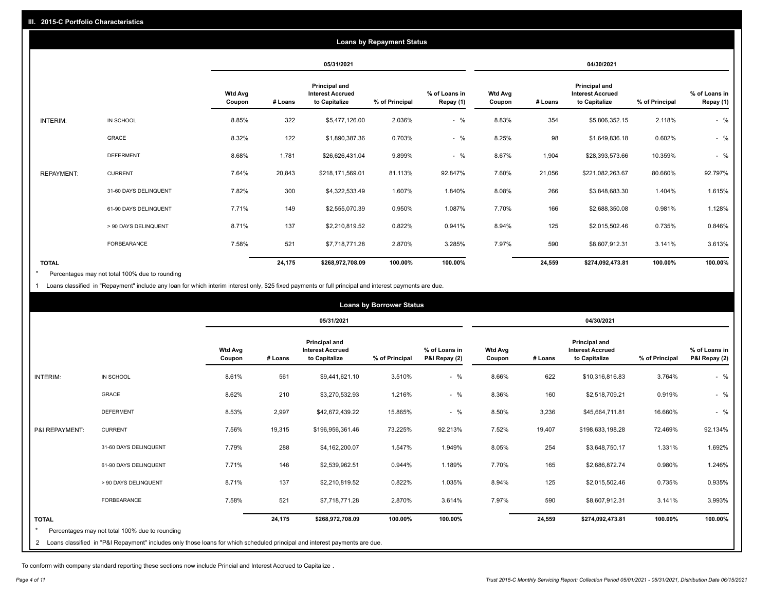## III. 2015-C Portfolio Characteristics

### Loans by Repayment Status

| | | 05/31/2021 | | | | | 04/30/2021 | | | | |
|---|---|---|---|---|---|---|---|---|---|---|---|
| | | Wtd Avg Coupon | # Loans | Principal and Interest Accrued to Capitalize | % of Principal | % of Loans in Repay (1) | Wtd Avg Coupon | # Loans | Principal and Interest Accrued to Capitalize | % of Principal | % of Loans in Repay (1) |
| INTERIM: | IN SCHOOL | 8.85% | 322 | $5,477,126.00 | 2.036% | - % | 8.83% | 354 | $5,806,352.15 | 2.118% | - % |
| | GRACE | 8.32% | 122 | $1,890,387.36 | 0.703% | - % | 8.25% | 98 | $1,649,836.18 | 0.602% | - % |
| | DEFERMENT | 8.68% | 1,781 | $26,626,431.04 | 9.899% | - % | 8.67% | 1,904 | $28,393,573.66 | 10.359% | - % |
| REPAYMENT: | CURRENT | 7.64% | 20,843 | $218,171,569.01 | 81.113% | 92.847% | 7.60% | 21,056 | $221,082,263.67 | 80.660% | 92.797% |
| | 31-60 DAYS DELINQUENT | 7.82% | 300 | $4,322,533.49 | 1.607% | 1.840% | 8.08% | 266 | $3,848,683.30 | 1.404% | 1.615% |
| | 61-90 DAYS DELINQUENT | 7.71% | 149 | $2,555,070.39 | 0.950% | 1.087% | 7.70% | 166 | $2,688,350.08 | 0.981% | 1.128% |
| | > 90 DAYS DELINQUENT | 8.71% | 137 | $2,210,819.52 | 0.822% | 0.941% | 8.94% | 125 | $2,015,502.46 | 0.735% | 0.846% |
| | FORBEARANCE | 7.58% | 521 | $7,718,771.28 | 2.870% | 3.285% | 7.97% | 590 | $8,607,912.31 | 3.141% | 3.613% |
| **TOTAL** | | | **24,175** | **$268,972,708.09** | **100.00%** | **100.00%** | | **24,559** | **$274,092,473.81** | **100.00%** | **100.00%** |

\* Percentages may not total 100% due to rounding

1 Loans classified in "Repayment" include any loan for which interim interest only, $25 fixed payments or full principal and interest payments are due.

### Loans by Borrower Status

| | | 05/31/2021 | | | | | 04/30/2021 | | | | |
|---|---|---|---|---|---|---|---|---|---|---|---|
| | | Wtd Avg Coupon | # Loans | Principal and Interest Accrued to Capitalize | % of Principal | % of Loans in P&I Repay (2) | Wtd Avg Coupon | # Loans | Principal and Interest Accrued to Capitalize | % of Principal | % of Loans in P&I Repay (2) |
| INTERIM: | IN SCHOOL | 8.61% | 561 | $9,441,621.10 | 3.510% | - % | 8.66% | 622 | $10,316,816.83 | 3.764% | - % |
| | GRACE | 8.62% | 210 | $3,270,532.93 | 1.216% | - % | 8.36% | 160 | $2,518,709.21 | 0.919% | - % |
| | DEFERMENT | 8.53% | 2,997 | $42,672,439.22 | 15.865% | - % | 8.50% | 3,236 | $45,664,711.81 | 16.660% | - % |
| P&I REPAYMENT: | CURRENT | 7.56% | 19,315 | $196,956,361.46 | 73.225% | 92.213% | 7.52% | 19,407 | $198,633,198.28 | 72.469% | 92.134% |
| | 31-60 DAYS DELINQUENT | 7.79% | 288 | $4,162,200.07 | 1.547% | 1.949% | 8.05% | 254 | $3,648,750.17 | 1.331% | 1.692% |
| | 61-90 DAYS DELINQUENT | 7.71% | 146 | $2,539,962.51 | 0.944% | 1.189% | 7.70% | 165 | $2,686,872.74 | 0.980% | 1.246% |
| | > 90 DAYS DELINQUENT | 8.71% | 137 | $2,210,819.52 | 0.822% | 1.035% | 8.94% | 125 | $2,015,502.46 | 0.735% | 0.935% |
| | FORBEARANCE | 7.58% | 521 | $7,718,771.28 | 2.870% | 3.614% | 7.97% | 590 | $8,607,912.31 | 3.141% | 3.993% |
| **TOTAL** | | | **24,175** | **$268,972,708.09** | **100.00%** | **100.00%** | | **24,559** | **$274,092,473.81** | **100.00%** | **100.00%** |

\* Percentages may not total 100% due to rounding

2 Loans classified in "P&I Repayment" includes only those loans for which scheduled principal and interest payments are due.

To conform with company standard reporting these sections now include Princial and Interest Accrued to Capitalize .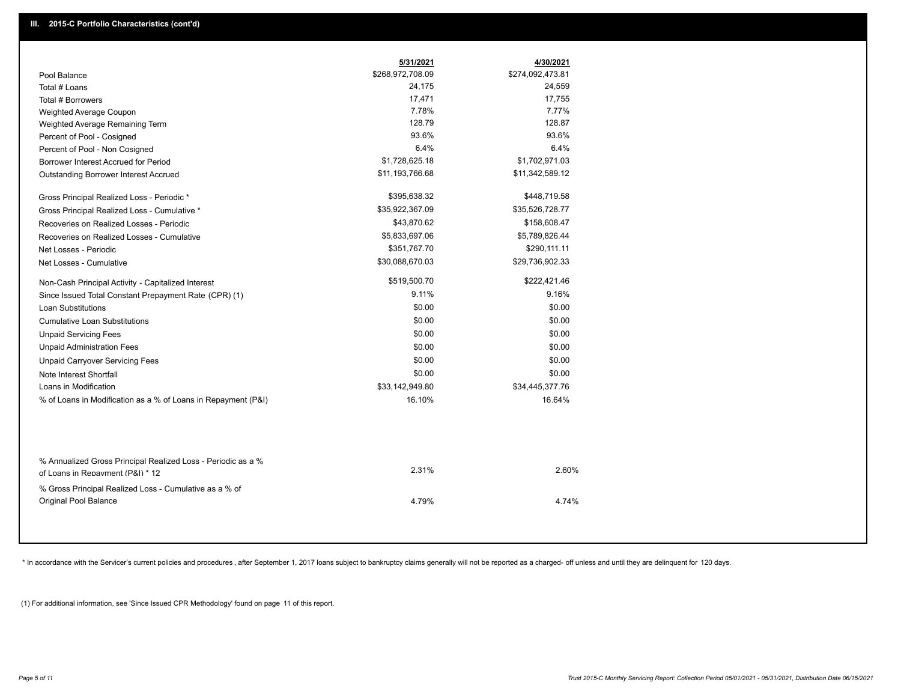## III. 2015-C Portfolio Characteristics (cont'd)

| | 5/31/2021 | 4/30/2021 |
|---|---|---|
| Pool Balance | $268,972,708.09 | $274,092,473.81 |
| Total # Loans | 24,175 | 24,559 |
| Total # Borrowers | 17,471 | 17,755 |
| Weighted Average Coupon | 7.78% | 7.77% |
| Weighted Average Remaining Term | 128.79 | 128.87 |
| Percent of Pool - Cosigned | 93.6% | 93.6% |
| Percent of Pool - Non Cosigned | 6.4% | 6.4% |
| Borrower Interest Accrued for Period | $1,728,625.18 | $1,702,971.03 |
| Outstanding Borrower Interest Accrued | $11,193,766.68 | $11,342,589.12 |
| Gross Principal Realized Loss - Periodic * | $395,638.32 | $448,719.58 |
| Gross Principal Realized Loss - Cumulative * | $35,922,367.09 | $35,526,728.77 |
| Recoveries on Realized Losses - Periodic | $43,870.62 | $158,608.47 |
| Recoveries on Realized Losses - Cumulative | $5,833,697.06 | $5,789,826.44 |
| Net Losses - Periodic | $351,767.70 | $290,111.11 |
| Net Losses - Cumulative | $30,088,670.03 | $29,736,902.33 |
| Non-Cash Principal Activity - Capitalized Interest | $519,500.70 | $222,421.46 |
| Since Issued Total Constant Prepayment Rate (CPR) (1) | 9.11% | 9.16% |
| Loan Substitutions | $0.00 | $0.00 |
| Cumulative Loan Substitutions | $0.00 | $0.00 |
| Unpaid Servicing Fees | $0.00 | $0.00 |
| Unpaid Administration Fees | $0.00 | $0.00 |
| Unpaid Carryover Servicing Fees | $0.00 | $0.00 |
| Note Interest Shortfall | $0.00 | $0.00 |
| Loans in Modification | $33,142,949.80 | $34,445,377.76 |
| % of Loans in Modification as a % of Loans in Repayment (P&I) | 16.10% | 16.64% |
| % Annualized Gross Principal Realized Loss - Periodic as a % of Loans in Repayment (P&I) * 12 | 2.31% | 2.60% |
| % Gross Principal Realized Loss - Cumulative as a % of Original Pool Balance | 4.79% | 4.74% |

* In accordance with the Servicer's current policies and procedures , after September 1, 2017 loans subject to bankruptcy claims generally will not be reported as a charged- off unless and until they are delinquent for 120 days.

(1) For additional information, see 'Since Issued CPR Methodology' found on page 11 of this report.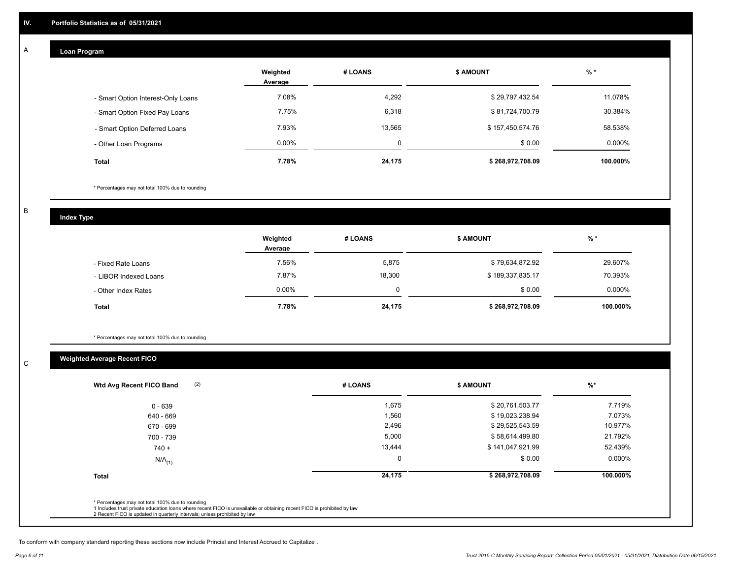## IV. Portfolio Statistics as of 05/31/2021

### A Loan Program

| | Weighted Average | # LOANS | $ AMOUNT | % * |
|---|---|---|---|---|
| - Smart Option Interest-Only Loans | 7.08% | 4,292 | $ 29,797,432.54 | 11.078% |
| - Smart Option Fixed Pay Loans | 7.75% | 6,318 | $ 81,724,700.79 | 30.384% |
| - Smart Option Deferred Loans | 7.93% | 13,565 | $ 157,450,574.76 | 58.538% |
| - Other Loan Programs | 0.00% | 0 | $ 0.00 | 0.000% |
| **Total** | **7.78%** | **24,175** | **$ 268,972,708.09** | **100.000%** |

* Percentages may not total 100% due to rounding

### B Index Type

| | Weighted Average | # LOANS | $ AMOUNT | % * |
|---|---|---|---|---|
| - Fixed Rate Loans | 7.56% | 5,875 | $ 79,634,872.92 | 29.607% |
| - LIBOR Indexed Loans | 7.87% | 18,300 | $ 189,337,835.17 | 70.393% |
| - Other Index Rates | 0.00% | 0 | $ 0.00 | 0.000% |
| **Total** | **7.78%** | **24,175** | **$ 268,972,708.09** | **100.000%** |

* Percentages may not total 100% due to rounding

### C Weighted Average Recent FICO

| Wtd Avg Recent FICO Band (2) | # LOANS | $ AMOUNT | %* |
|---|---|---|---|
| 0 - 639 | 1,675 | $ 20,761,503.77 | 7.719% |
| 640 - 669 | 1,560 | $ 19,023,238.94 | 7.073% |
| 670 - 699 | 2,496 | $ 29,525,543.59 | 10.977% |
| 700 - 739 | 5,000 | $ 58,614,499.80 | 21.792% |
| 740 + | 13,444 | $ 141,047,921.99 | 52.439% |
| N/A(1) | 0 | $ 0.00 | 0.000% |
| **Total** | **24,175** | **$ 268,972,708.09** | **100.000%** |

* Percentages may not total 100% due to rounding
1 Includes trust private education loans where recent FICO is unavailable or obtaining recent FICO is prohibited by law
2 Recent FICO is updated in quarterly intervals; unless prohibited by law

To conform with company standard reporting these sections now include Princial and Interest Accrued to Capitalize .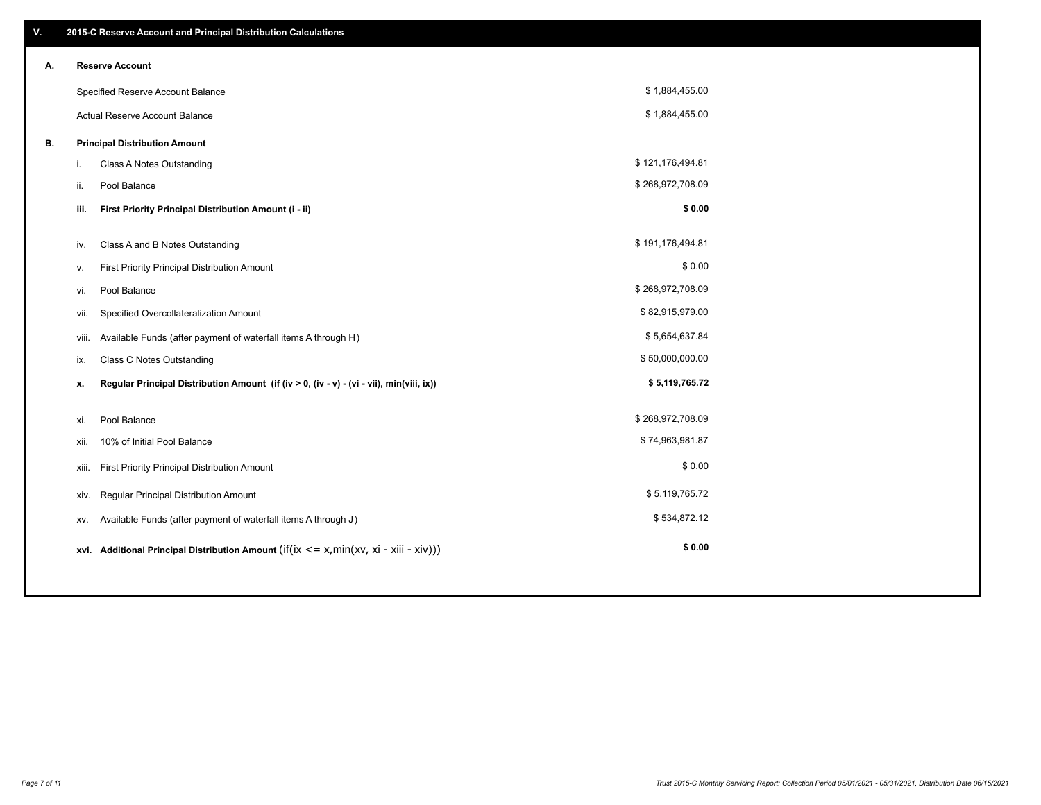## V. 2015-C Reserve Account and Principal Distribution Calculations

### A. Reserve Account

| | |
|---|---|
| Specified Reserve Account Balance | $ 1,884,455.00 |
| Actual Reserve Account Balance | $ 1,884,455.00 |

### B. Principal Distribution Amount

| | | |
|---|---|---|
| i. | Class A Notes Outstanding | $ 121,176,494.81 |
| ii. | Pool Balance | $ 268,972,708.09 |
| **iii.** | **First Priority Principal Distribution Amount (i - ii)** | **$ 0.00** |
| iv. | Class A and B Notes Outstanding | $ 191,176,494.81 |
| v. | First Priority Principal Distribution Amount | $ 0.00 |
| vi. | Pool Balance | $ 268,972,708.09 |
| vii. | Specified Overcollateralization Amount | $ 82,915,979.00 |
| viii. | Available Funds (after payment of waterfall items A through H) | $ 5,654,637.84 |
| ix. | Class C Notes Outstanding | $ 50,000,000.00 |
| **x.** | **Regular Principal Distribution Amount (if (iv > 0, (iv - v) - (vi - vii), min(viii, ix))** | **$ 5,119,765.72** |
| xi. | Pool Balance | $ 268,972,708.09 |
| xii. | 10% of Initial Pool Balance | $ 74,963,981.87 |
| xiii. | First Priority Principal Distribution Amount | $ 0.00 |
| xiv. | Regular Principal Distribution Amount | $ 5,119,765.72 |
| xv. | Available Funds (after payment of waterfall items A through J) | $ 534,872.12 |
| **xvi.** | **Additional Principal Distribution Amount** (if(ix <= x,min(xv, xi - xiii - xiv))) | **$ 0.00** |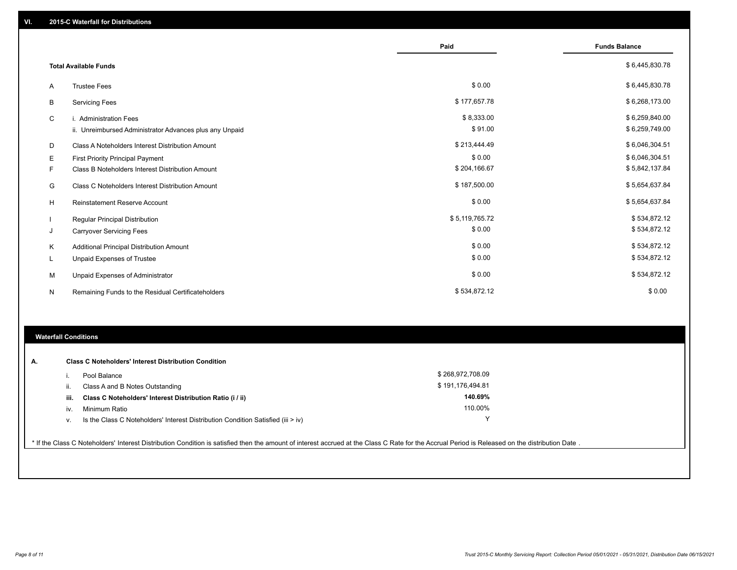## VI. 2015-C Waterfall for Distributions

| | | Paid | Funds Balance |
|---|---|---|---|
| | **Total Available Funds** | | $ 6,445,830.78 |
| A | Trustee Fees | $ 0.00 | $ 6,445,830.78 |
| B | Servicing Fees | $ 177,657.78 | $ 6,268,173.00 |
| C | i. Administration Fees | $ 8,333.00 | $ 6,259,840.00 |
| | ii. Unreimbursed Administrator Advances plus any Unpaid | $ 91.00 | $ 6,259,749.00 |
| D | Class A Noteholders Interest Distribution Amount | $ 213,444.49 | $ 6,046,304.51 |
| E | First Priority Principal Payment | $ 0.00 | $ 6,046,304.51 |
| F | Class B Noteholders Interest Distribution Amount | $ 204,166.67 | $ 5,842,137.84 |
| G | Class C Noteholders Interest Distribution Amount | $ 187,500.00 | $ 5,654,637.84 |
| H | Reinstatement Reserve Account | $ 0.00 | $ 5,654,637.84 |
| I | Regular Principal Distribution | $ 5,119,765.72 | $ 534,872.12 |
| J | Carryover Servicing Fees | $ 0.00 | $ 534,872.12 |
| K | Additional Principal Distribution Amount | $ 0.00 | $ 534,872.12 |
| L | Unpaid Expenses of Trustee | $ 0.00 | $ 534,872.12 |
| M | Unpaid Expenses of Administrator | $ 0.00 | $ 534,872.12 |
| N | Remaining Funds to the Residual Certificateholders | $ 534,872.12 | $ 0.00 |

### Waterfall Conditions

**A. Class C Noteholders' Interest Distribution Condition**

| | | |
|---|---|---|
| i. | Pool Balance | $ 268,972,708.09 |
| ii. | Class A and B Notes Outstanding | $ 191,176,494.81 |
| **iii.** | **Class C Noteholders' Interest Distribution Ratio (i / ii)** | **140.69%** |
| iv. | Minimum Ratio | 110.00% |
| v. | Is the Class C Noteholders' Interest Distribution Condition Satisfied (iii > iv) | Y |

* If the Class C Noteholders' Interest Distribution Condition is satisfied then the amount of interest accrued at the Class C Rate for the Accrual Period is Released on the distribution Date .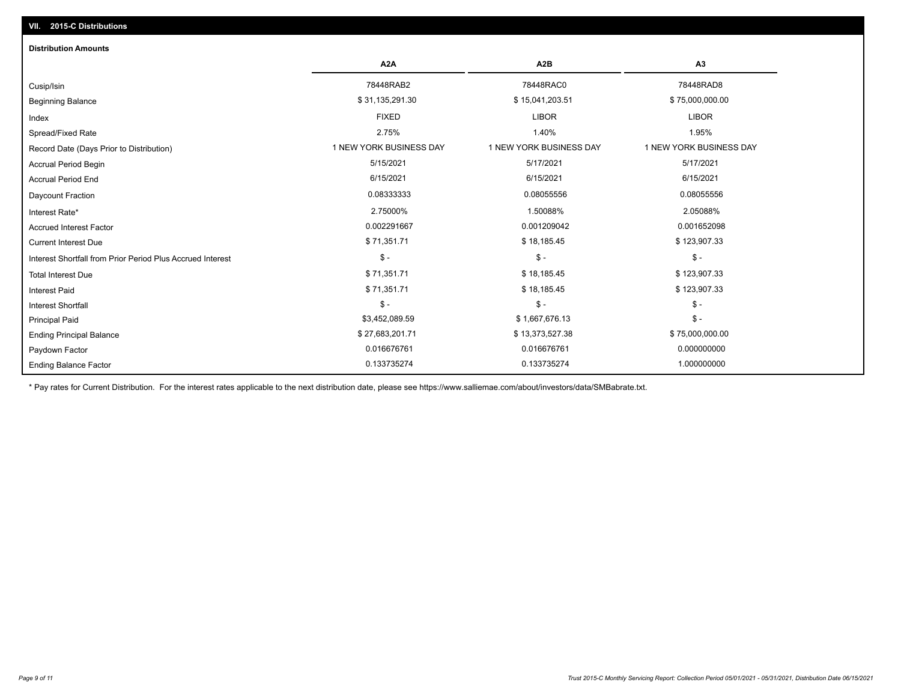## VII. 2015-C Distributions

### Distribution Amounts

| | A2A | A2B | A3 |
|---|---|---|---|
| Cusip/Isin | 78448RAB2 | 78448RAC0 | 78448RAD8 |
| Beginning Balance | $ 31,135,291.30 | $ 15,041,203.51 | $ 75,000,000.00 |
| Index | FIXED | LIBOR | LIBOR |
| Spread/Fixed Rate | 2.75% | 1.40% | 1.95% |
| Record Date (Days Prior to Distribution) | 1 NEW YORK BUSINESS DAY | 1 NEW YORK BUSINESS DAY | 1 NEW YORK BUSINESS DAY |
| Accrual Period Begin | 5/15/2021 | 5/17/2021 | 5/17/2021 |
| Accrual Period End | 6/15/2021 | 6/15/2021 | 6/15/2021 |
| Daycount Fraction | 0.08333333 | 0.08055556 | 0.08055556 |
| Interest Rate* | 2.75000% | 1.50088% | 2.05088% |
| Accrued Interest Factor | 0.002291667 | 0.001209042 | 0.001652098 |
| Current Interest Due | $ 71,351.71 | $ 18,185.45 | $ 123,907.33 |
| Interest Shortfall from Prior Period Plus Accrued Interest | $ - | $ - | $ - |
| Total Interest Due | $ 71,351.71 | $ 18,185.45 | $ 123,907.33 |
| Interest Paid | $ 71,351.71 | $ 18,185.45 | $ 123,907.33 |
| Interest Shortfall | $ - | $ - | $ - |
| Principal Paid | $3,452,089.59 | $ 1,667,676.13 | $ - |
| Ending Principal Balance | $ 27,683,201.71 | $ 13,373,527.38 | $ 75,000,000.00 |
| Paydown Factor | 0.016676761 | 0.016676761 | 0.000000000 |
| Ending Balance Factor | 0.133735274 | 0.133735274 | 1.000000000 |

* Pay rates for Current Distribution. For the interest rates applicable to the next distribution date, please see https://www.salliemae.com/about/investors/data/SMBabrate.txt.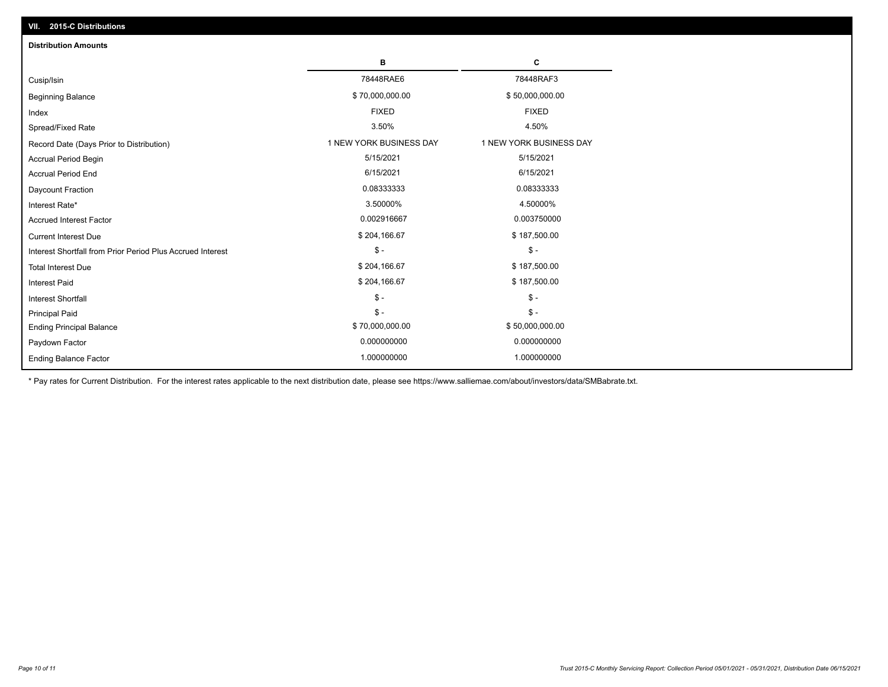## VII. 2015-C Distributions

### Distribution Amounts

| | B | C |
|---|---|---|
| Cusip/Isin | 78448RAE6 | 78448RAF3 |
| Beginning Balance | $ 70,000,000.00 | $ 50,000,000.00 |
| Index | FIXED | FIXED |
| Spread/Fixed Rate | 3.50% | 4.50% |
| Record Date (Days Prior to Distribution) | 1 NEW YORK BUSINESS DAY | 1 NEW YORK BUSINESS DAY |
| Accrual Period Begin | 5/15/2021 | 5/15/2021 |
| Accrual Period End | 6/15/2021 | 6/15/2021 |
| Daycount Fraction | 0.08333333 | 0.08333333 |
| Interest Rate* | 3.50000% | 4.50000% |
| Accrued Interest Factor | 0.002916667 | 0.003750000 |
| Current Interest Due | $ 204,166.67 | $ 187,500.00 |
| Interest Shortfall from Prior Period Plus Accrued Interest | $ - | $ - |
| Total Interest Due | $ 204,166.67 | $ 187,500.00 |
| Interest Paid | $ 204,166.67 | $ 187,500.00 |
| Interest Shortfall | $ - | $ - |
| Principal Paid | $ - | $ - |
| Ending Principal Balance | $ 70,000,000.00 | $ 50,000,000.00 |
| Paydown Factor | 0.000000000 | 0.000000000 |
| Ending Balance Factor | 1.000000000 | 1.000000000 |

* Pay rates for Current Distribution. For the interest rates applicable to the next distribution date, please see https://www.salliemae.com/about/investors/data/SMBabrate.txt.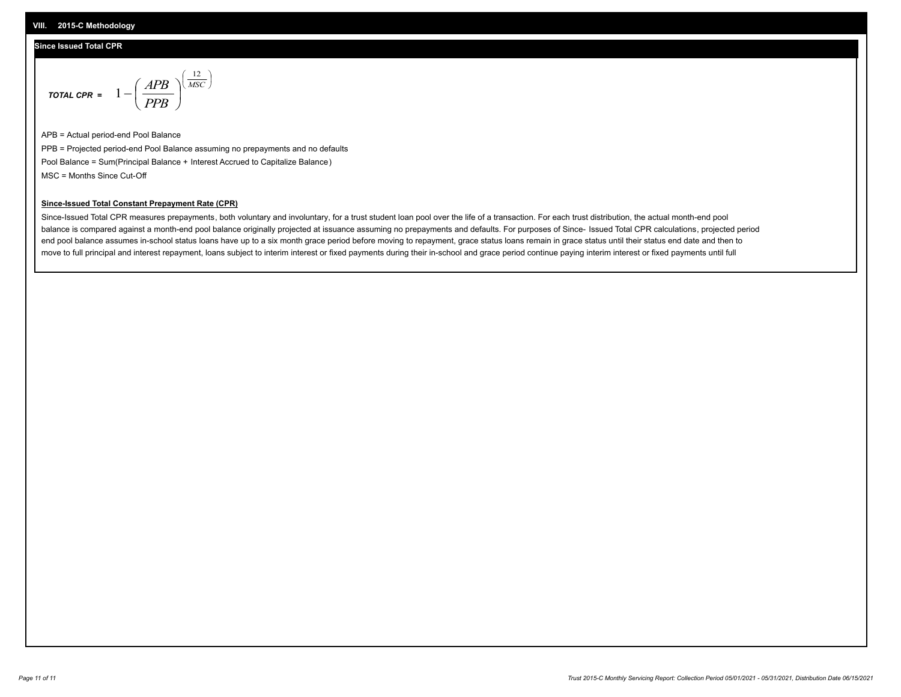## VIII. 2015-C Methodology

### Since Issued Total CPR

$$TOTAL\ CPR = 1 - \left( \frac{APB}{PPB} \right)^{\left( \frac{12}{MSC} \right)}$$

APB = Actual period-end Pool Balance

PPB = Projected period-end Pool Balance assuming no prepayments and no defaults

Pool Balance = Sum(Principal Balance + Interest Accrued to Capitalize Balance)

MSC = Months Since Cut-Off

**Since-Issued Total Constant Prepayment Rate (CPR)**

Since-Issued Total CPR measures prepayments, both voluntary and involuntary, for a trust student loan pool over the life of a transaction. For each trust distribution, the actual month-end pool balance is compared against a month-end pool balance originally projected at issuance assuming no prepayments and defaults. For purposes of Since- Issued Total CPR calculations, projected period end pool balance assumes in-school status loans have up to a six month grace period before moving to repayment, grace status loans remain in grace status until their status end date and then to move to full principal and interest repayment, loans subject to interim interest or fixed payments during their in-school and grace period continue paying interim interest or fixed payments until full